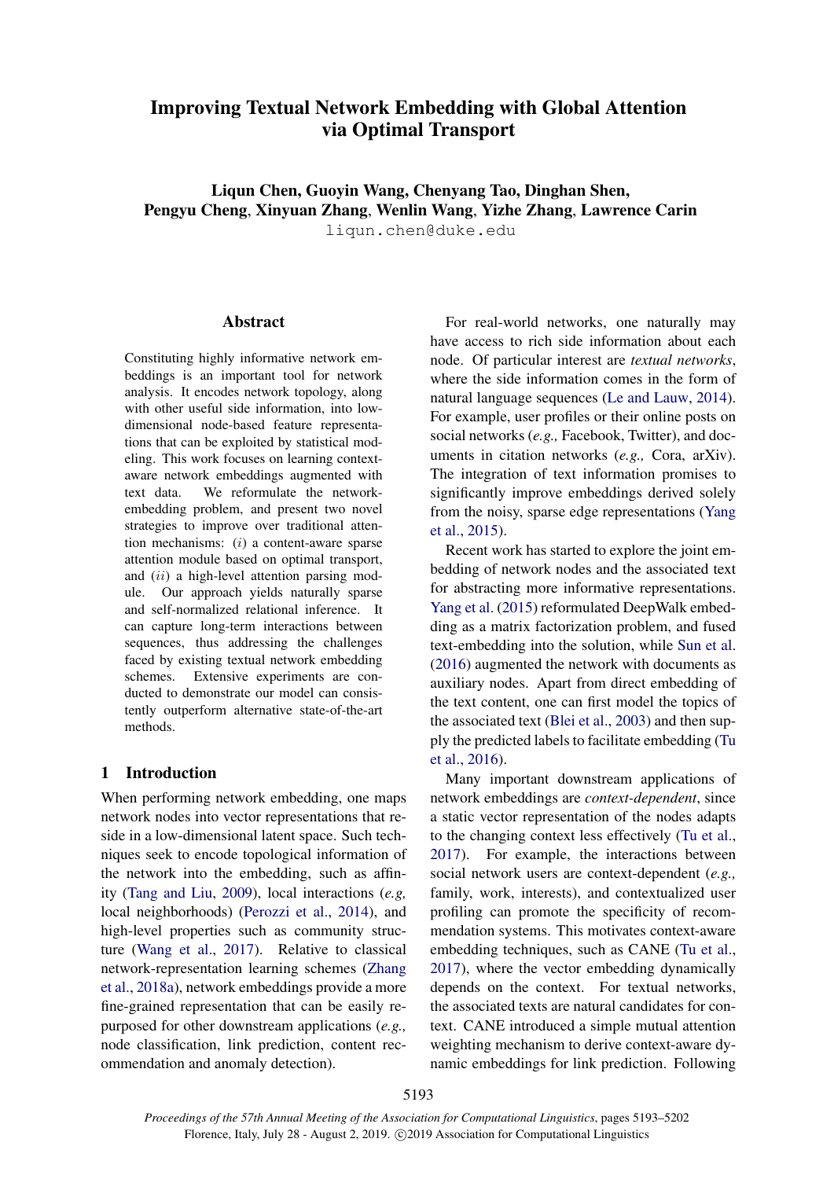# Improving Textual Network Embedding with Global Attention via Optimal Transport

**Liqun Chen, Guoyin Wang, Chenyang Tao, Dinghan Shen, Pengyu Cheng, Xinyuan Zhang, Wenlin Wang, Yizhe Zhang, Lawrence Carin**

liqun.chen@duke.edu

## Abstract

Constituting highly informative network embeddings is an important tool for network analysis. It encodes network topology, along with other useful side information, into low-dimensional node-based feature representations that can be exploited by statistical modeling. This work focuses on learning context-aware network embeddings augmented with text data. We reformulate the network-embedding problem, and present two novel strategies to improve over traditional attention mechanisms: $(i)$ a content-aware sparse attention module based on optimal transport, and $(ii)$ a high-level attention parsing module. Our approach yields naturally sparse and self-normalized relational inference. It can capture long-term interactions between sequences, thus addressing the challenges faced by existing textual network embedding schemes. Extensive experiments are conducted to demonstrate our model can consistently outperform alternative state-of-the-art methods.

## 1 Introduction

When performing network embedding, one maps network nodes into vector representations that reside in a low-dimensional latent space. Such techniques seek to encode topological information of the network into the embedding, such as affinity (Tang and Liu, 2009), local interactions (*e.g,* local neighborhoods) (Perozzi et al., 2014), and high-level properties such as community structure (Wang et al., 2017). Relative to classical network-representation learning schemes (Zhang et al., 2018a), network embeddings provide a more fine-grained representation that can be easily repurposed for other downstream applications (*e.g.,* node classification, link prediction, content recommendation and anomaly detection).

For real-world networks, one naturally may have access to rich side information about each node. Of particular interest are *textual networks*, where the side information comes in the form of natural language sequences (Le and Lauw, 2014). For example, user profiles or their online posts on social networks (*e.g.,* Facebook, Twitter), and documents in citation networks (*e.g.,* Cora, arXiv). The integration of text information promises to significantly improve embeddings derived solely from the noisy, sparse edge representations (Yang et al., 2015).

Recent work has started to explore the joint embedding of network nodes and the associated text for abstracting more informative representations. Yang et al. (2015) reformulated DeepWalk embedding as a matrix factorization problem, and fused text-embedding into the solution, while Sun et al. (2016) augmented the network with documents as auxiliary nodes. Apart from direct embedding of the text content, one can first model the topics of the associated text (Blei et al., 2003) and then supply the predicted labels to facilitate embedding (Tu et al., 2016).

Many important downstream applications of network embeddings are *context-dependent*, since a static vector representation of the nodes adapts to the changing context less effectively (Tu et al., 2017). For example, the interactions between social network users are context-dependent (*e.g.,* family, work, interests), and contextualized user profiling can promote the specificity of recommendation systems. This motivates context-aware embedding techniques, such as CANE (Tu et al., 2017), where the vector embedding dynamically depends on the context. For textual networks, the associated texts are natural candidates for context. CANE introduced a simple mutual attention weighting mechanism to derive context-aware dynamic embeddings for link prediction. Following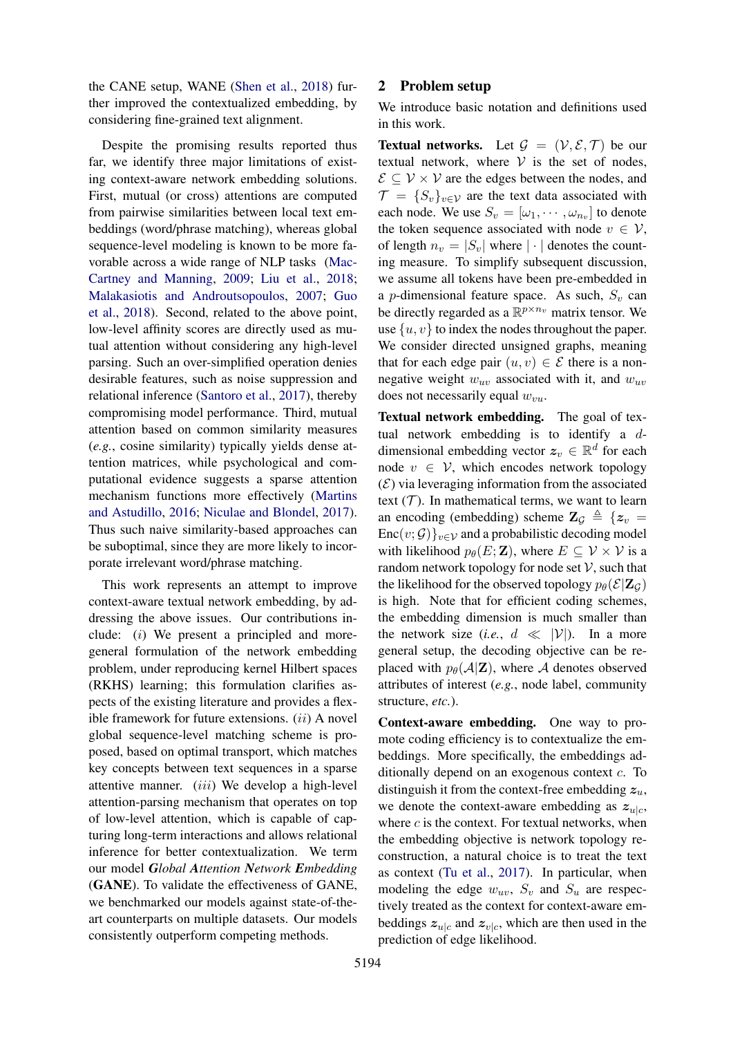the CANE setup, WANE (Shen et al., 2018) further improved the contextualized embedding, by considering fine-grained text alignment.

Despite the promising results reported thus far, we identify three major limitations of existing context-aware network embedding solutions. First, mutual (or cross) attentions are computed from pairwise similarities between local text embeddings (word/phrase matching), whereas global sequence-level modeling is known to be more favorable across a wide range of NLP tasks (MacCartney and Manning, 2009; Liu et al., 2018; Malakasiotis and Androutsopoulos, 2007; Guo et al., 2018). Second, related to the above point, low-level affinity scores are directly used as mutual attention without considering any high-level parsing. Such an over-simplified operation denies desirable features, such as noise suppression and relational inference (Santoro et al., 2017), thereby compromising model performance. Third, mutual attention based on common similarity measures (*e.g.*, cosine similarity) typically yields dense attention matrices, while psychological and computational evidence suggests a sparse attention mechanism functions more effectively (Martins and Astudillo, 2016; Niculae and Blondel, 2017). Thus such naive similarity-based approaches can be suboptimal, since they are more likely to incorporate irrelevant word/phrase matching.

This work represents an attempt to improve context-aware textual network embedding, by addressing the above issues. Our contributions include: ($i$) We present a principled and more-general formulation of the network embedding problem, under reproducing kernel Hilbert spaces (RKHS) learning; this formulation clarifies aspects of the existing literature and provides a flexible framework for future extensions. ($ii$) A novel global sequence-level matching scheme is proposed, based on optimal transport, which matches key concepts between text sequences in a sparse attentive manner. ($iii$) We develop a high-level attention-parsing mechanism that operates on top of low-level attention, which is capable of capturing long-term interactions and allows relational inference for better contextualization. We term our model ***G****lobal* ***A****ttention* ***N****etwork* ***E****mbedding* (**GANE**). To validate the effectiveness of GANE, we benchmarked our models against state-of-the-art counterparts on multiple datasets. Our models consistently outperform competing methods.

## 2 Problem setup

We introduce basic notation and definitions used in this work.

**Textual networks.** Let $\mathcal{G} = (\mathcal{V}, \mathcal{E}, \mathcal{T})$ be our textual network, where $\mathcal{V}$ is the set of nodes, $\mathcal{E} \subseteq \mathcal{V} \times \mathcal{V}$ are the edges between the nodes, and $\mathcal{T} = \{S_v\}_{v \in \mathcal{V}}$ are the text data associated with each node. We use $S_v = [\omega_1, \cdots, \omega_{n_v}]$ to denote the token sequence associated with node $v \in \mathcal{V}$, of length $n_v = |S_v|$ where $|\cdot|$ denotes the counting measure. To simplify subsequent discussion, we assume all tokens have been pre-embedded in a $p$-dimensional feature space. As such, $S_v$ can be directly regarded as a $\mathbb{R}^{p \times n_v}$ matrix tensor. We use $\{u, v\}$ to index the nodes throughout the paper. We consider directed unsigned graphs, meaning that for each edge pair $(u, v) \in \mathcal{E}$ there is a non-negative weight $w_{uv}$ associated with it, and $w_{uv}$ does not necessarily equal $w_{vu}$.

**Textual network embedding.** The goal of textual network embedding is to identify a $d$-dimensional embedding vector $\boldsymbol{z}_v \in \mathbb{R}^d$ for each node $v \in \mathcal{V}$, which encodes network topology ($\mathcal{E}$) via leveraging information from the associated text ($\mathcal{T}$). In mathematical terms, we want to learn an encoding (embedding) scheme $\mathbf{Z}_{\mathcal{G}} \triangleq \{\boldsymbol{z}_v = \text{Enc}(v; \mathcal{G})\}_{v \in \mathcal{V}}$ and a probabilistic decoding model with likelihood $p_\theta(E; \mathbf{Z})$, where $E \subseteq \mathcal{V} \times \mathcal{V}$ is a random network topology for node set $\mathcal{V}$, such that the likelihood for the observed topology $p_\theta(\mathcal{E}|\mathbf{Z}_{\mathcal{G}})$ is high. Note that for efficient coding schemes, the embedding dimension is much smaller than the network size (*i.e.*, $d \ll |\mathcal{V}|$). In a more general setup, the decoding objective can be replaced with $p_\theta(\mathcal{A}|\mathbf{Z})$, where $\mathcal{A}$ denotes observed attributes of interest (*e.g.*, node label, community structure, *etc.*).

**Context-aware embedding.** One way to promote coding efficiency is to contextualize the embeddings. More specifically, the embeddings additionally depend on an exogenous context $c$. To distinguish it from the context-free embedding $\boldsymbol{z}_u$, we denote the context-aware embedding as $\boldsymbol{z}_{u|c}$, where $c$ is the context. For textual networks, when the embedding objective is network topology reconstruction, a natural choice is to treat the text as context (Tu et al., 2017). In particular, when modeling the edge $w_{uv}$, $S_v$ and $S_u$ are respectively treated as the context for context-aware embeddings $\boldsymbol{z}_{u|c}$ and $\boldsymbol{z}_{v|c}$, which are then used in the prediction of edge likelihood.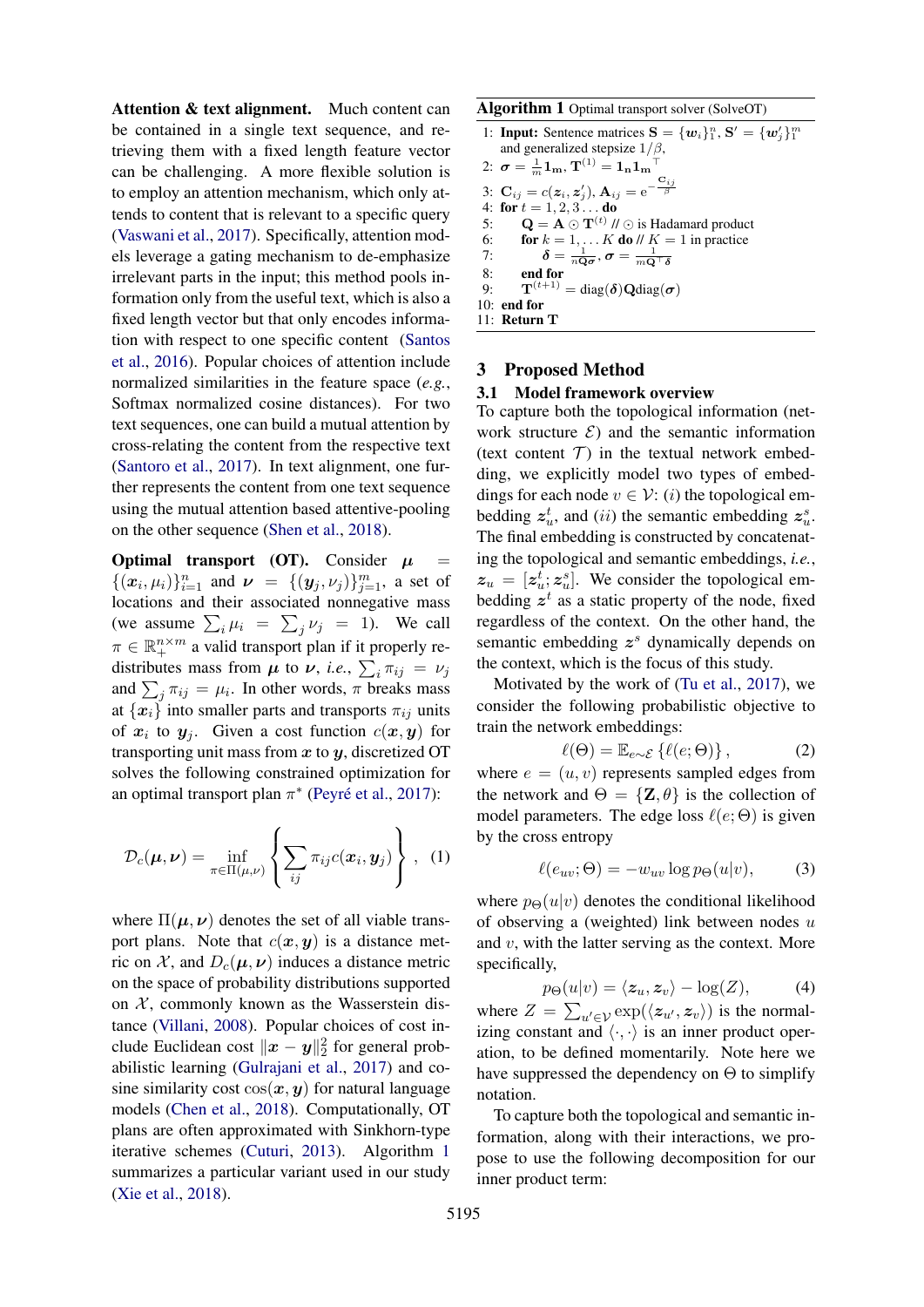**Attention & text alignment.** Much content can be contained in a single text sequence, and retrieving them with a fixed length feature vector can be challenging. A more flexible solution is to employ an attention mechanism, which only attends to content that is relevant to a specific query (Vaswani et al., 2017). Specifically, attention models leverage a gating mechanism to de-emphasize irrelevant parts in the input; this method pools information only from the useful text, which is also a fixed length vector but that only encodes information with respect to one specific content (Santos et al., 2016). Popular choices of attention include normalized similarities in the feature space (*e.g.*, Softmax normalized cosine distances). For two text sequences, one can build a mutual attention by cross-relating the content from the respective text (Santoro et al., 2017). In text alignment, one further represents the content from one text sequence using the mutual attention based attentive-pooling on the other sequence (Shen et al., 2018).

**Optimal transport (OT).** Consider $\boldsymbol{\mu} = \{(\boldsymbol{x}_i, \mu_i)\}_{i=1}^n$ and $\boldsymbol{\nu} = \{(\boldsymbol{y}_j, \nu_j)\}_{j=1}^m$, a set of locations and their associated nonnegative mass (we assume $\sum_i \mu_i = \sum_j \nu_j = 1$). We call $\pi \in \mathbb{R}_+^{n\times m}$ a valid transport plan if it properly redistributes mass from $\boldsymbol{\mu}$ to $\boldsymbol{\nu}$, *i.e.*, $\sum_i \pi_{ij} = \nu_j$ and $\sum_j \pi_{ij} = \mu_i$. In other words, $\pi$ breaks mass at $\{\boldsymbol{x}_i\}$ into smaller parts and transports $\pi_{ij}$ units of $\boldsymbol{x}_i$ to $\boldsymbol{y}_j$. Given a cost function $c(\boldsymbol{x}, \boldsymbol{y})$ for transporting unit mass from $\boldsymbol{x}$ to $\boldsymbol{y}$, discretized OT solves the following constrained optimization for an optimal transport plan $\pi^*$ (Peyré et al., 2017):

$$\mathcal{D}_c(\boldsymbol{\mu}, \boldsymbol{\nu}) = \inf_{\pi \in \Pi(\mu,\nu)} \left\{ \sum_{ij} \pi_{ij} c(\boldsymbol{x}_i, \boldsymbol{y}_j) \right\}, \quad (1)$$

where $\Pi(\boldsymbol{\mu}, \boldsymbol{\nu})$ denotes the set of all viable transport plans. Note that $c(\boldsymbol{x}, \boldsymbol{y})$ is a distance metric on $\mathcal{X}$, and $D_c(\boldsymbol{\mu}, \boldsymbol{\nu})$ induces a distance metric on the space of probability distributions supported on $\mathcal{X}$, commonly known as the Wasserstein distance (Villani, 2008). Popular choices of cost include Euclidean cost $\|\boldsymbol{x} - \boldsymbol{y}\|_2^2$ for general probabilistic learning (Gulrajani et al., 2017) and cosine similarity cost $\cos(\boldsymbol{x}, \boldsymbol{y})$ for natural language models (Chen et al., 2018). Computationally, OT plans are often approximated with Sinkhorn-type iterative schemes (Cuturi, 2013). Algorithm 1 summarizes a particular variant used in our study (Xie et al., 2018).

**Algorithm 1** Optimal transport solver (SolveOT)

```
1:  Input: Sentence matrices S = {w_i}_1^n, S' = {w'_j}_1^m
    and generalized stepsize 1/β,
2:  σ = (1/m) 1_m, T^(1) = 1_n 1_m^T
3:  C_ij = c(z_i, z'_j), A_ij = e^(-C_ij / β)
4:  for t = 1, 2, 3 ... do
5:      Q = A ⊙ T^(t) // ⊙ is Hadamard product
6:      for k = 1, ... K do // K = 1 in practice
7:          δ = 1 / (n Q σ), σ = 1 / (m Q^T δ)
8:      end for
9:      T^(t+1) = diag(δ) Q diag(σ)
10: end for
11: Return T
```

## 3 Proposed Method

### 3.1 Model framework overview

To capture both the topological information (network structure $\mathcal{E}$) and the semantic information (text content $\mathcal{T}$) in the textual network embedding, we explicitly model two types of embeddings for each node $v \in \mathcal{V}$: ($i$) the topological embedding $\boldsymbol{z}_u^t$, and ($ii$) the semantic embedding $\boldsymbol{z}_u^s$. The final embedding is constructed by concatenating the topological and semantic embeddings, *i.e.*, $\boldsymbol{z}_u = [\boldsymbol{z}_u^t; \boldsymbol{z}_u^s]$. We consider the topological embedding $\boldsymbol{z}^t$ as a static property of the node, fixed regardless of the context. On the other hand, the semantic embedding $\boldsymbol{z}^s$ dynamically depends on the context, which is the focus of this study.

Motivated by the work of (Tu et al., 2017), we consider the following probabilistic objective to train the network embeddings:

$$\ell(\Theta) = \mathbb{E}_{e\sim\mathcal{E}}\left\{\ell(e; \Theta)\right\}, \quad (2)$$

where $e = (u, v)$ represents sampled edges from the network and $\Theta = \{\mathbf{Z}, \theta\}$ is the collection of model parameters. The edge loss $\ell(e; \Theta)$ is given by the cross entropy

$$\ell(e_{uv}; \Theta) = -w_{uv} \log p_\Theta(u|v), \quad (3)$$

where $p_\Theta(u|v)$ denotes the conditional likelihood of observing a (weighted) link between nodes $u$ and $v$, with the latter serving as the context. More specifically,

$$p_\Theta(u|v) = \langle \boldsymbol{z}_u, \boldsymbol{z}_v \rangle - \log(Z), \quad (4)$$

where $Z = \sum_{u' \in \mathcal{V}} \exp(\langle \boldsymbol{z}_{u'}, \boldsymbol{z}_v \rangle)$ is the normalizing constant and $\langle \cdot, \cdot \rangle$ is an inner product operation, to be defined momentarily. Note here we have suppressed the dependency on $\Theta$ to simplify notation.

To capture both the topological and semantic information, along with their interactions, we propose to use the following decomposition for our inner product term: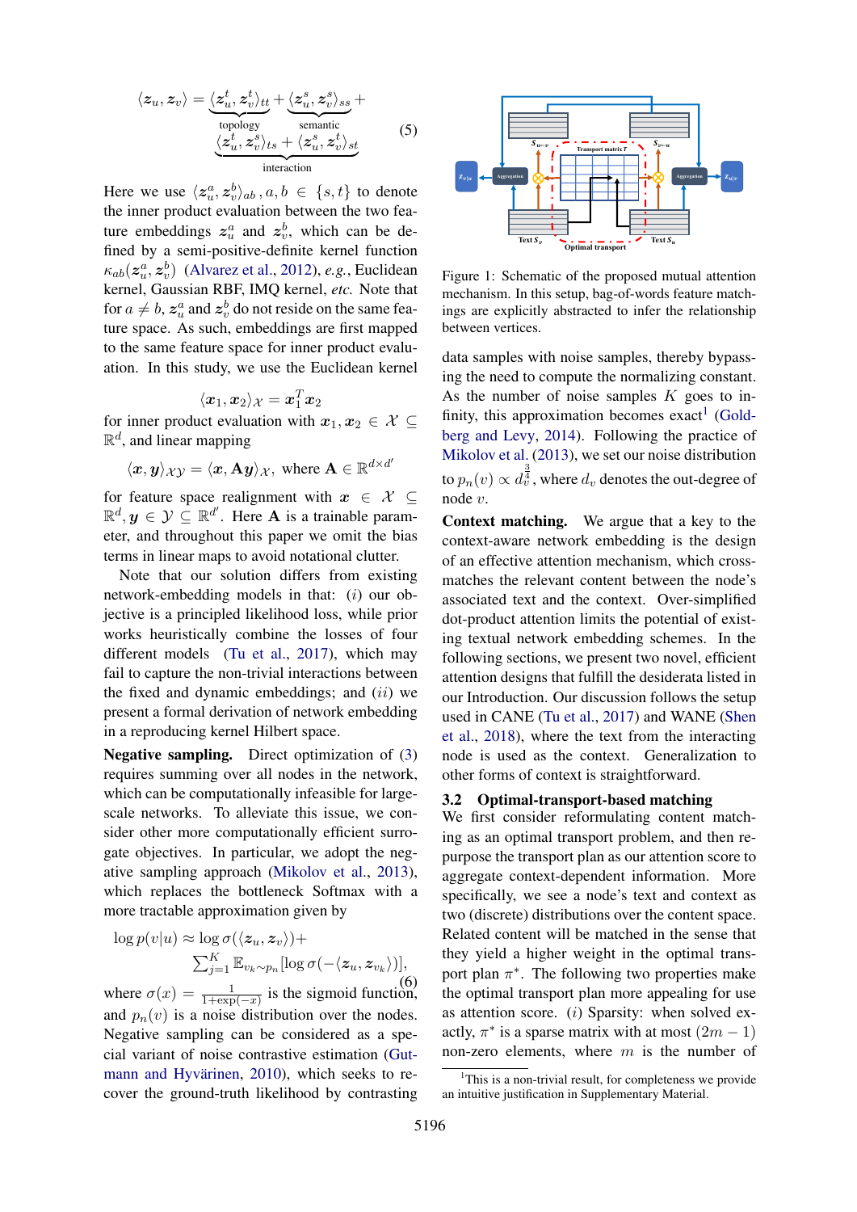$$\langle \boldsymbol{z}_u, \boldsymbol{z}_v \rangle = \underbrace{\langle \boldsymbol{z}_u^t, \boldsymbol{z}_v^t \rangle_{tt}}_{\text{topology}} + \underbrace{\langle \boldsymbol{z}_u^s, \boldsymbol{z}_v^s \rangle_{ss}}_{\text{semantic}} + \underbrace{\langle \boldsymbol{z}_u^t, \boldsymbol{z}_v^s \rangle_{ts} + \langle \boldsymbol{z}_u^s, \boldsymbol{z}_v^t \rangle_{st}}_{\text{interaction}} \tag{5}$$

Here we use $\langle \boldsymbol{z}_u^a, \boldsymbol{z}_v^b \rangle_{ab}, a, b \in \{s, t\}$ to denote the inner product evaluation between the two feature embeddings $\boldsymbol{z}_u^a$ and $\boldsymbol{z}_v^b$, which can be defined by a semi-positive-definite kernel function $\kappa_{ab}(\boldsymbol{z}_u^a, \boldsymbol{z}_v^b)$ (Alvarez et al., 2012), *e.g.*, Euclidean kernel, Gaussian RBF, IMQ kernel, *etc.* Note that for $a \neq b$, $\boldsymbol{z}_u^a$ and $\boldsymbol{z}_v^b$ do not reside on the same feature space. As such, embeddings are first mapped to the same feature space for inner product evaluation. In this study, we use the Euclidean kernel

$$\langle \boldsymbol{x}_1, \boldsymbol{x}_2 \rangle_{\mathcal{X}} = \boldsymbol{x}_1^T \boldsymbol{x}_2$$

for inner product evaluation with $\boldsymbol{x}_1, \boldsymbol{x}_2 \in \mathcal{X} \subseteq \mathbb{R}^d$, and linear mapping

$$\langle \boldsymbol{x}, \boldsymbol{y} \rangle_{\mathcal{XY}} = \langle \boldsymbol{x}, \mathbf{A}\boldsymbol{y} \rangle_{\mathcal{X}}, \text{ where } \mathbf{A} \in \mathbb{R}^{d \times d'}$$

for feature space realignment with $\boldsymbol{x} \in \mathcal{X} \subseteq \mathbb{R}^d, \boldsymbol{y} \in \mathcal{Y} \subseteq \mathbb{R}^{d'}$. Here $\mathbf{A}$ is a trainable parameter, and throughout this paper we omit the bias terms in linear maps to avoid notational clutter.

Note that our solution differs from existing network-embedding models in that: $(i)$ our objective is a principled likelihood loss, while prior works heuristically combine the losses of four different models (Tu et al., 2017), which may fail to capture the non-trivial interactions between the fixed and dynamic embeddings; and $(ii)$ we present a formal derivation of network embedding in a reproducing kernel Hilbert space.

**Negative sampling.** Direct optimization of (3) requires summing over all nodes in the network, which can be computationally infeasible for large-scale networks. To alleviate this issue, we consider other more computationally efficient surrogate objectives. In particular, we adopt the negative sampling approach (Mikolov et al., 2013), which replaces the bottleneck Softmax with a more tractable approximation given by

$$\log p(v|u) \approx \log \sigma(\langle \boldsymbol{z}_u, \boldsymbol{z}_v \rangle) + \sum_{j=1}^{K} \mathbb{E}_{v_k \sim p_n}[\log \sigma(-\langle \boldsymbol{z}_u, \boldsymbol{z}_{v_k} \rangle)], \tag{6}$$

where $\sigma(x) = \frac{1}{1+\exp(-x)}$ is the sigmoid function, and $p_n(v)$ is a noise distribution over the nodes. Negative sampling can be considered as a special variant of noise contrastive estimation (Gutmann and Hyvärinen, 2010), which seeks to recover the ground-truth likelihood by contrasting data samples with noise samples, thereby bypassing the need to compute the normalizing constant. As the number of noise samples $K$ goes to infinity, this approximation becomes exact[1] (Goldberg and Levy, 2014). Following the practice of Mikolov et al. (2013), we set our noise distribution to $p_n(v) \propto d_v^{\frac{3}{4}}$, where $d_v$ denotes the out-degree of node $v$.

**Context matching.** We argue that a key to the context-aware network embedding is the design of an effective attention mechanism, which cross-matches the relevant content between the node's associated text and the context. Over-simplified dot-product attention limits the potential of existing textual network embedding schemes. In the following sections, we present two novel, efficient attention designs that fulfill the desiderata listed in our Introduction. Our discussion follows the setup used in CANE (Tu et al., 2017) and WANE (Shen et al., 2018), where the text from the interacting node is used as the context. Generalization to other forms of context is straightforward.

$z_{v|u}$
Aggregation
$S_{u\leftarrow v}$
Transport matrix $T$
$S_{v\leftarrow u}$
Aggregation
$z_{u|v}$
Text $S_v$
Optimal transport
Text $S_u$

Figure 1: Schematic of the proposed mutual attention mechanism. In this setup, bag-of-words feature matchings are explicitly abstracted to infer the relationship between vertices.

## 3.2 Optimal-transport-based matching

We first consider reformulating content matching as an optimal transport problem, and then re-purpose the transport plan as our attention score to aggregate context-dependent information. More specifically, we see a node's text and context as two (discrete) distributions over the content space. Related content will be matched in the sense that they yield a higher weight in the optimal transport plan $\pi^*$. The following two properties make the optimal transport plan more appealing for use as attention score. $(i)$ Sparsity: when solved exactly, $\pi^*$ is a sparse matrix with at most $(2m - 1)$ non-zero elements, where $m$ is the number of

[1] This is a non-trivial result, for completeness we provide an intuitive justification in Supplementary Material.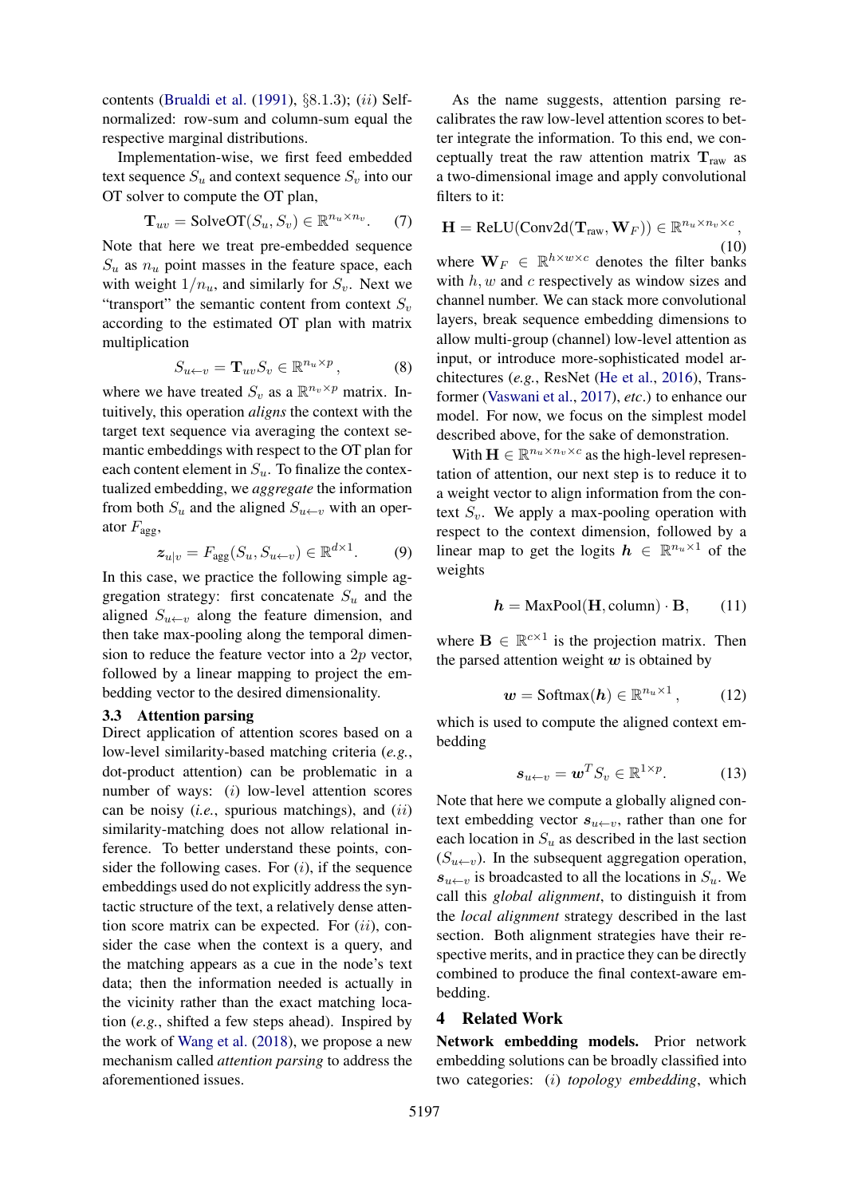contents (Brualdi et al. (1991), §8.1.3); (*ii*) Self-normalized: row-sum and column-sum equal the respective marginal distributions.

Implementation-wise, we first feed embedded text sequence $S_u$ and context sequence $S_v$ into our OT solver to compute the OT plan,

$$\mathbf{T}_{uv} = \text{SolveOT}(S_u, S_v) \in \mathbb{R}^{n_u \times n_v}. \quad (7)$$

Note that here we treat pre-embedded sequence $S_u$ as $n_u$ point masses in the feature space, each with weight $1/n_u$, and similarly for $S_v$. Next we "transport" the semantic content from context $S_v$ according to the estimated OT plan with matrix multiplication

$$S_{u \leftarrow v} = \mathbf{T}_{uv} S_v \in \mathbb{R}^{n_u \times p}, \quad (8)$$

where we have treated $S_v$ as a $\mathbb{R}^{n_v \times p}$ matrix. Intuitively, this operation *aligns* the context with the target text sequence via averaging the context semantic embeddings with respect to the OT plan for each content element in $S_u$. To finalize the contextualized embedding, we *aggregate* the information from both $S_u$ and the aligned $S_{u \leftarrow v}$ with an operator $F_{\text{agg}}$,

$$\boldsymbol{z}_{u|v} = F_{\text{agg}}(S_u, S_{u \leftarrow v}) \in \mathbb{R}^{d \times 1}. \quad (9)$$

In this case, we practice the following simple aggregation strategy: first concatenate $S_u$ and the aligned $S_{u \leftarrow v}$ along the feature dimension, and then take max-pooling along the temporal dimension to reduce the feature vector into a $2p$ vector, followed by a linear mapping to project the embedding vector to the desired dimensionality.

### 3.3 Attention parsing

Direct application of attention scores based on a low-level similarity-based matching criteria (*e.g.*, dot-product attention) can be problematic in a number of ways: (*i*) low-level attention scores can be noisy (*i.e.*, spurious matchings), and (*ii*) similarity-matching does not allow relational inference. To better understand these points, consider the following cases. For (*i*), if the sequence embeddings used do not explicitly address the syntactic structure of the text, a relatively dense attention score matrix can be expected. For (*ii*), consider the case when the context is a query, and the matching appears as a cue in the node's text data; then the information needed is actually in the vicinity rather than the exact matching location (*e.g.*, shifted a few steps ahead). Inspired by the work of Wang et al. (2018), we propose a new mechanism called *attention parsing* to address the aforementioned issues.

As the name suggests, attention parsing re-calibrates the raw low-level attention scores to better integrate the information. To this end, we conceptually treat the raw attention matrix $\mathbf{T}_{\text{raw}}$ as a two-dimensional image and apply convolutional filters to it:

$$\mathbf{H} = \text{ReLU}(\text{Conv2d}(\mathbf{T}_{\text{raw}}, \mathbf{W}_F)) \in \mathbb{R}^{n_u \times n_v \times c}, \quad (10)$$

where $\mathbf{W}_F \in \mathbb{R}^{h \times w \times c}$ denotes the filter banks with $h, w$ and $c$ respectively as window sizes and channel number. We can stack more convolutional layers, break sequence embedding dimensions to allow multi-group (channel) low-level attention as input, or introduce more-sophisticated model architectures (*e.g.*, ResNet (He et al., 2016), Transformer (Vaswani et al., 2017), *etc.*) to enhance our model. For now, we focus on the simplest model described above, for the sake of demonstration.

With $\mathbf{H} \in \mathbb{R}^{n_u \times n_v \times c}$ as the high-level representation of attention, our next step is to reduce it to a weight vector to align information from the context $S_v$. We apply a max-pooling operation with respect to the context dimension, followed by a linear map to get the logits $\boldsymbol{h} \in \mathbb{R}^{n_u \times 1}$ of the weights

$$\boldsymbol{h} = \text{MaxPool}(\mathbf{H}, \text{column}) \cdot \mathbf{B}, \quad (11)$$

where $\mathbf{B} \in \mathbb{R}^{c \times 1}$ is the projection matrix. Then the parsed attention weight $\boldsymbol{w}$ is obtained by

$$\boldsymbol{w} = \text{Softmax}(\boldsymbol{h}) \in \mathbb{R}^{n_u \times 1}, \quad (12)$$

which is used to compute the aligned context embedding

$$\boldsymbol{s}_{u \leftarrow v} = \boldsymbol{w}^T S_v \in \mathbb{R}^{1 \times p}. \quad (13)$$

Note that here we compute a globally aligned context embedding vector $\boldsymbol{s}_{u \leftarrow v}$, rather than one for each location in $S_u$ as described in the last section ($S_{u \leftarrow v}$). In the subsequent aggregation operation, $\boldsymbol{s}_{u \leftarrow v}$ is broadcasted to all the locations in $S_u$. We call this *global alignment*, to distinguish it from the *local alignment* strategy described in the last section. Both alignment strategies have their respective merits, and in practice they can be directly combined to produce the final context-aware embedding.

## 4 Related Work

**Network embedding models.** Prior network embedding solutions can be broadly classified into two categories: (*i*) *topology embedding*, which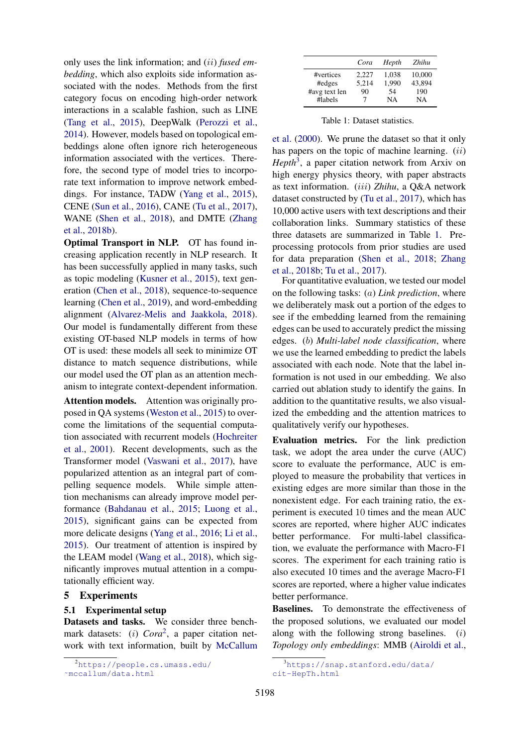only uses the link information; and (*ii*) *fused embedding*, which also exploits side information associated with the nodes. Methods from the first category focus on encoding high-order network interactions in a scalable fashion, such as LINE (Tang et al., 2015), DeepWalk (Perozzi et al., 2014). However, models based on topological embeddings alone often ignore rich heterogeneous information associated with the vertices. Therefore, the second type of model tries to incorporate text information to improve network embeddings. For instance, TADW (Yang et al., 2015), CENE (Sun et al., 2016), CANE (Tu et al., 2017), WANE (Shen et al., 2018), and DMTE (Zhang et al., 2018b).

**Optimal Transport in NLP.** OT has found increasing application recently in NLP research. It has been successfully applied in many tasks, such as topic modeling (Kusner et al., 2015), text generation (Chen et al., 2018), sequence-to-sequence learning (Chen et al., 2019), and word-embedding alignment (Alvarez-Melis and Jaakkola, 2018). Our model is fundamentally different from these existing OT-based NLP models in terms of how OT is used: these models all seek to minimize OT distance to match sequence distributions, while our model used the OT plan as an attention mechanism to integrate context-dependent information.

**Attention models.** Attention was originally proposed in QA systems (Weston et al., 2015) to overcome the limitations of the sequential computation associated with recurrent models (Hochreiter et al., 2001). Recent developments, such as the Transformer model (Vaswani et al., 2017), have popularized attention as an integral part of compelling sequence models. While simple attention mechanisms can already improve model performance (Bahdanau et al., 2015; Luong et al., 2015), significant gains can be expected from more delicate designs (Yang et al., 2016; Li et al., 2015). Our treatment of attention is inspired by the LEAM model (Wang et al., 2018), which significantly improves mutual attention in a computationally efficient way.

# 5 Experiments

## 5.1 Experimental setup

**Datasets and tasks.** We consider three benchmark datasets: (*i*) *Cora*[2], a paper citation network with text information, built by McCallum et al. (2000). We prune the dataset so that it only has papers on the topic of machine learning. (*ii*) *Hepth*[3], a paper citation network from Arxiv on high energy physics theory, with paper abstracts as text information. (*iii*) *Zhihu*, a Q&A network dataset constructed by (Tu et al., 2017), which has 10,000 active users with text descriptions and their collaboration links. Summary statistics of these three datasets are summarized in Table 1. Pre-processing protocols from prior studies are used for data preparation (Shen et al., 2018; Zhang et al., 2018b; Tu et al., 2017).

| | *Cora* | *Hepth* | *Zhihu* |
|---|---|---|---|
| #vertices | 2,227 | 1,038 | 10,000 |
| #edges | 5,214 | 1,990 | 43,894 |
| #avg text len | 90 | 54 | 190 |
| #labels | 7 | NA | NA |

Table 1: Dataset statistics.

For quantitative evaluation, we tested our model on the following tasks: (*a*) *Link prediction*, where we deliberately mask out a portion of the edges to see if the embedding learned from the remaining edges can be used to accurately predict the missing edges. (*b*) *Multi-label node classification*, where we use the learned embedding to predict the labels associated with each node. Note that the label information is not used in our embedding. We also carried out ablation study to identify the gains. In addition to the quantitative results, we also visualized the embedding and the attention matrices to qualitatively verify our hypotheses.

**Evaluation metrics.** For the link prediction task, we adopt the area under the curve (AUC) score to evaluate the performance, AUC is employed to measure the probability that vertices in existing edges are more similar than those in the nonexistent edge. For each training ratio, the experiment is executed 10 times and the mean AUC scores are reported, where higher AUC indicates better performance. For multi-label classification, we evaluate the performance with Macro-F1 scores. The experiment for each training ratio is also executed 10 times and the average Macro-F1 scores are reported, where a higher value indicates better performance.

**Baselines.** To demonstrate the effectiveness of the proposed solutions, we evaluated our model along with the following strong baselines. (*i*) *Topology only embeddings*: MMB (Airoldi et al.,

[2] https://people.cs.umass.edu/~mccallum/data.html

[3] https://snap.stanford.edu/data/cit-HepTh.html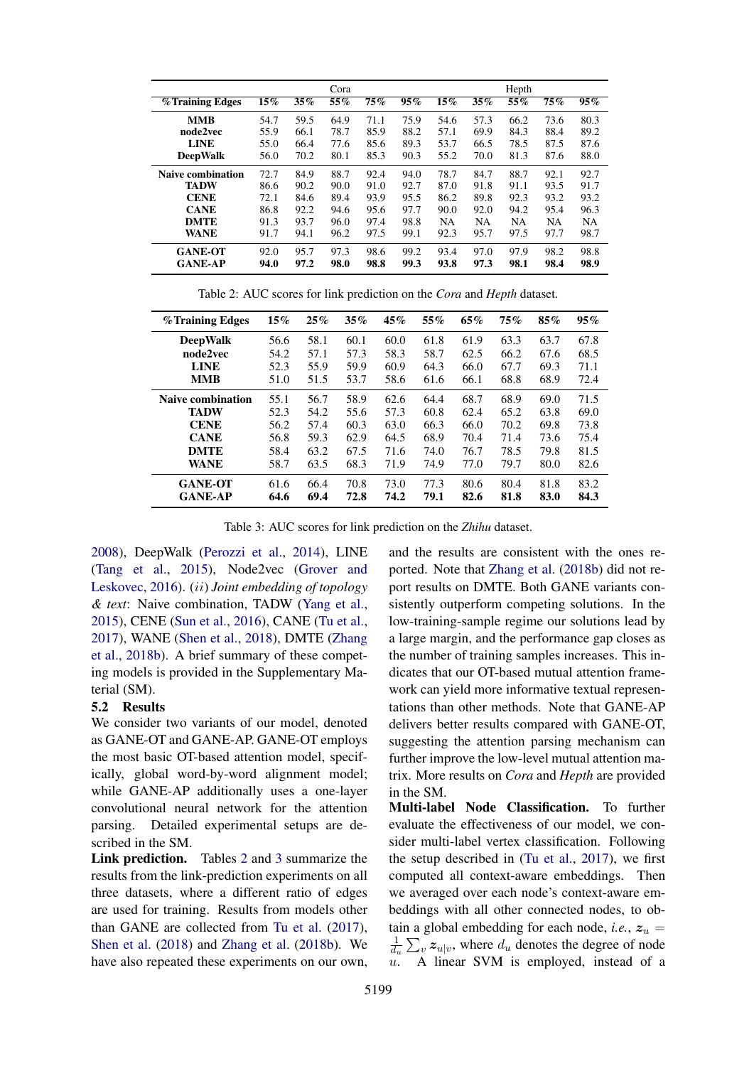| | Cora | | | | | Hepth | | | | |
|---|---|---|---|---|---|---|---|---|---|---|
| **%Training Edges** | **15%** | **35%** | **55%** | **75%** | **95%** | **15%** | **35%** | **55%** | **75%** | **95%** |
| **MMB** | 54.7 | 59.5 | 64.9 | 71.1 | 75.9 | 54.6 | 57.3 | 66.2 | 73.6 | 80.3 |
| **node2vec** | 55.9 | 66.1 | 78.7 | 85.9 | 88.2 | 57.1 | 69.9 | 84.3 | 88.4 | 89.2 |
| **LINE** | 55.0 | 66.4 | 77.6 | 85.6 | 89.3 | 53.7 | 66.5 | 78.5 | 87.5 | 87.6 |
| **DeepWalk** | 56.0 | 70.2 | 80.1 | 85.3 | 90.3 | 55.2 | 70.0 | 81.3 | 87.6 | 88.0 |
| **Naive combination** | 72.7 | 84.9 | 88.7 | 92.4 | 94.0 | 78.7 | 84.7 | 88.7 | 92.1 | 92.7 |
| **TADW** | 86.6 | 90.2 | 90.0 | 91.0 | 92.7 | 87.0 | 91.8 | 91.1 | 93.5 | 91.7 |
| **CENE** | 72.1 | 84.6 | 89.4 | 93.9 | 95.5 | 86.2 | 89.8 | 92.3 | 93.2 | 93.2 |
| **CANE** | 86.8 | 92.2 | 94.6 | 95.6 | 97.7 | 90.0 | 92.0 | 94.2 | 95.4 | 96.3 |
| **DMTE** | 91.3 | 93.7 | 96.0 | 97.4 | 98.8 | NA | NA | NA | NA | NA |
| **WANE** | 91.7 | 94.1 | 96.2 | 97.5 | 99.1 | 92.3 | 95.7 | 97.5 | 97.7 | 98.7 |
| **GANE-OT** | 92.0 | 95.7 | 97.3 | 98.6 | 99.2 | 93.4 | 97.0 | 97.9 | 98.2 | 98.8 |
| **GANE-AP** | **94.0** | **97.2** | **98.0** | **98.8** | **99.3** | **93.8** | **97.3** | **98.1** | **98.4** | **98.9** |

Table 2: AUC scores for link prediction on the *Cora* and *Hepth* dataset.

| **%Training Edges** | **15%** | **25%** | **35%** | **45%** | **55%** | **65%** | **75%** | **85%** | **95%** |
|---|---|---|---|---|---|---|---|---|---|
| **DeepWalk** | 56.6 | 58.1 | 60.1 | 60.0 | 61.8 | 61.9 | 63.3 | 63.7 | 67.8 |
| **node2vec** | 54.2 | 57.1 | 57.3 | 58.3 | 58.7 | 62.5 | 66.2 | 67.6 | 68.5 |
| **LINE** | 52.3 | 55.9 | 59.9 | 60.9 | 64.3 | 66.0 | 67.7 | 69.3 | 71.1 |
| **MMB** | 51.0 | 51.5 | 53.7 | 58.6 | 61.6 | 66.1 | 68.8 | 68.9 | 72.4 |
| **Naive combination** | 55.1 | 56.7 | 58.9 | 62.6 | 64.4 | 68.7 | 68.9 | 69.0 | 71.5 |
| **TADW** | 52.3 | 54.2 | 55.6 | 57.3 | 60.8 | 62.4 | 65.2 | 63.8 | 69.0 |
| **CENE** | 56.2 | 57.4 | 60.3 | 63.0 | 66.3 | 66.0 | 70.2 | 69.8 | 73.8 |
| **CANE** | 56.8 | 59.3 | 62.9 | 64.5 | 68.9 | 70.4 | 71.4 | 73.6 | 75.4 |
| **DMTE** | 58.4 | 63.2 | 67.5 | 71.6 | 74.0 | 76.7 | 78.5 | 79.8 | 81.5 |
| **WANE** | 58.7 | 63.5 | 68.3 | 71.9 | 74.9 | 77.0 | 79.7 | 80.0 | 82.6 |
| **GANE-OT** | 61.6 | 66.4 | 70.8 | 73.0 | 77.3 | 80.6 | 80.4 | 81.8 | 83.2 |
| **GANE-AP** | **64.6** | **69.4** | **72.8** | **74.2** | **79.1** | **82.6** | **81.8** | **83.0** | **84.3** |

Table 3: AUC scores for link prediction on the *Zhihu* dataset.

2008), DeepWalk (Perozzi et al., 2014), LINE (Tang et al., 2015), Node2vec (Grover and Leskovec, 2016). $(ii)$ *Joint embedding of topology & text*: Naive combination, TADW (Yang et al., 2015), CENE (Sun et al., 2016), CANE (Tu et al., 2017), WANE (Shen et al., 2018), DMTE (Zhang et al., 2018b). A brief summary of these competing models is provided in the Supplementary Material (SM).

### 5.2 Results

We consider two variants of our model, denoted as GANE-OT and GANE-AP. GANE-OT employs the most basic OT-based attention model, specifically, global word-by-word alignment model; while GANE-AP additionally uses a one-layer convolutional neural network for the attention parsing. Detailed experimental setups are described in the SM.

**Link prediction.** Tables 2 and 3 summarize the results from the link-prediction experiments on all three datasets, where a different ratio of edges are used for training. Results from models other than GANE are collected from Tu et al. (2017), Shen et al. (2018) and Zhang et al. (2018b). We have also repeated these experiments on our own, and the results are consistent with the ones reported. Note that Zhang et al. (2018b) did not report results on DMTE. Both GANE variants consistently outperform competing solutions. In the low-training-sample regime our solutions lead by a large margin, and the performance gap closes as the number of training samples increases. This indicates that our OT-based mutual attention framework can yield more informative textual representations than other methods. Note that GANE-AP delivers better results compared with GANE-OT, suggesting the attention parsing mechanism can further improve the low-level mutual attention matrix. More results on *Cora* and *Hepth* are provided in the SM.

**Multi-label Node Classification.** To further evaluate the effectiveness of our model, we consider multi-label vertex classification. Following the setup described in (Tu et al., 2017), we first computed all context-aware embeddings. Then we averaged over each node's context-aware embeddings with all other connected nodes, to obtain a global embedding for each node, *i.e.*, $\boldsymbol{z}_u = \frac{1}{d_u}\sum_v \boldsymbol{z}_{u|v}$, where $d_u$ denotes the degree of node $u$. A linear SVM is employed, instead of a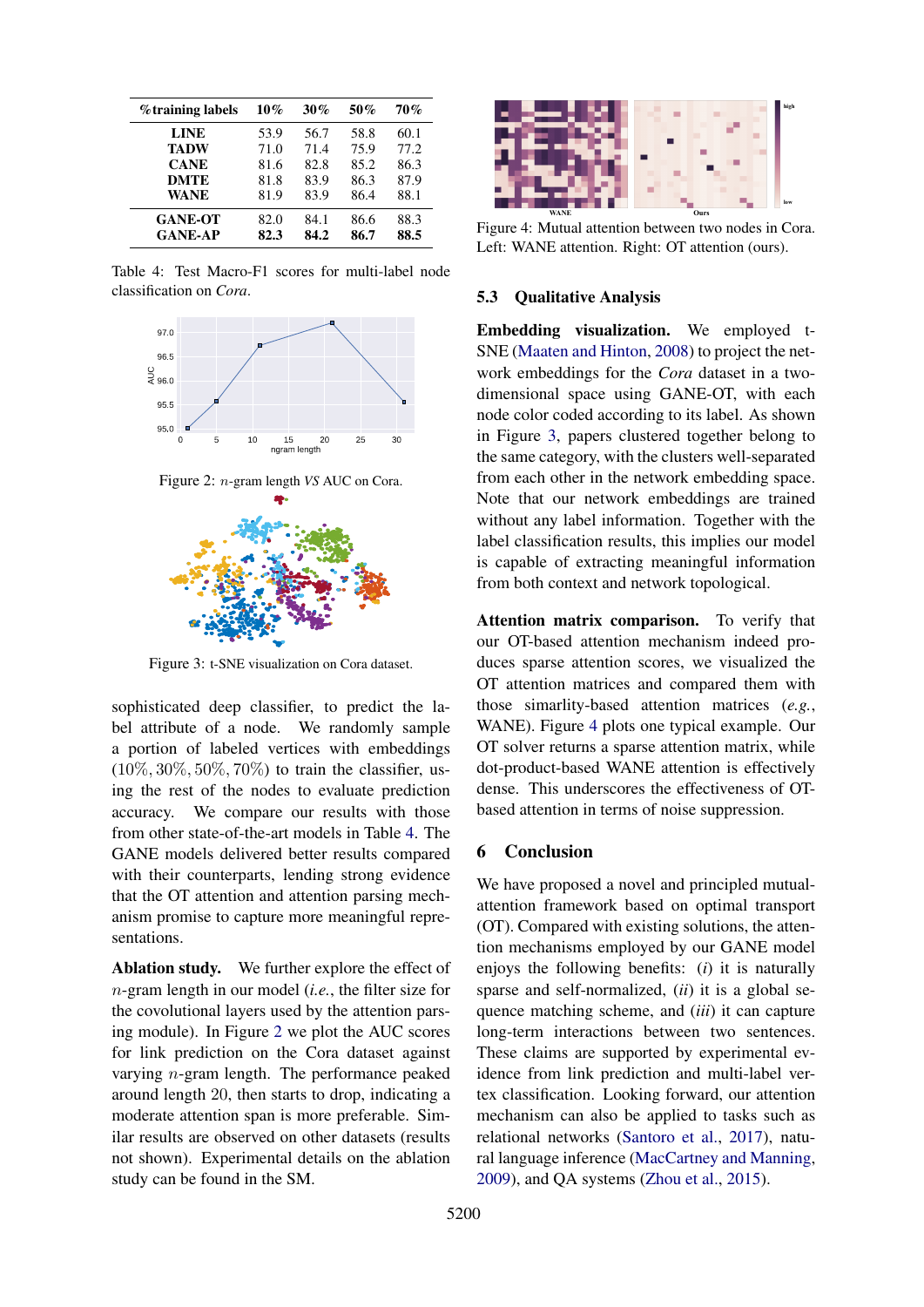| %training labels | 10% | 30% | 50% | 70% |
|---|---|---|---|---|
| LINE | 53.9 | 56.7 | 58.8 | 60.1 |
| TADW | 71.0 | 71.4 | 75.9 | 77.2 |
| CANE | 81.6 | 82.8 | 85.2 | 86.3 |
| DMTE | 81.8 | 83.9 | 86.3 | 87.9 |
| WANE | 81.9 | 83.9 | 86.4 | 88.1 |
| GANE-OT | 82.0 | 84.1 | 86.6 | 88.3 |
| GANE-AP | **82.3** | **84.2** | **86.7** | **88.5** |

Table 4: Test Macro-F1 scores for multi-label node classification on *Cora*.

97.0
96.5
96.0
95.5
95.0
AUC
0 5 10 15 20 25 30
ngram length

Figure 2: $n$-gram length *VS* AUC on Cora.

Figure 3: t-SNE visualization on Cora dataset.

sophisticated deep classifier, to predict the label attribute of a node. We randomly sample a portion of labeled vertices with embeddings $(10\%, 30\%, 50\%, 70\%)$ to train the classifier, using the rest of the nodes to evaluate prediction accuracy. We compare our results with those from other state-of-the-art models in Table 4. The GANE models delivered better results compared with their counterparts, lending strong evidence that the OT attention and attention parsing mechanism promise to capture more meaningful representations.

**Ablation study.** We further explore the effect of $n$-gram length in our model (*i.e.*, the filter size for the covolutional layers used by the attention parsing module). In Figure 2 we plot the AUC scores for link prediction on the Cora dataset against varying $n$-gram length. The performance peaked around length 20, then starts to drop, indicating a moderate attention span is more preferable. Similar results are observed on other datasets (results not shown). Experimental details on the ablation study can be found in the SM.

WANE
Ours
high
low

Figure 4: Mutual attention between two nodes in Cora. Left: WANE attention. Right: OT attention (ours).

### 5.3 Qualitative Analysis

**Embedding visualization.** We employed t-SNE (Maaten and Hinton, 2008) to project the network embeddings for the *Cora* dataset in a two-dimensional space using GANE-OT, with each node color coded according to its label. As shown in Figure 3, papers clustered together belong to the same category, with the clusters well-separated from each other in the network embedding space. Note that our network embeddings are trained without any label information. Together with the label classification results, this implies our model is capable of extracting meaningful information from both context and network topological.

**Attention matrix comparison.** To verify that our OT-based attention mechanism indeed produces sparse attention scores, we visualized the OT attention matrices and compared them with those simarlity-based attention matrices (*e.g.*, WANE). Figure 4 plots one typical example. Our OT solver returns a sparse attention matrix, while dot-product-based WANE attention is effectively dense. This underscores the effectiveness of OT-based attention in terms of noise suppression.

## 6 Conclusion

We have proposed a novel and principled mutual-attention framework based on optimal transport (OT). Compared with existing solutions, the attention mechanisms employed by our GANE model enjoys the following benefits: (*i*) it is naturally sparse and self-normalized, (*ii*) it is a global sequence matching scheme, and (*iii*) it can capture long-term interactions between two sentences. These claims are supported by experimental evidence from link prediction and multi-label vertex classification. Looking forward, our attention mechanism can also be applied to tasks such as relational networks (Santoro et al., 2017), natural language inference (MacCartney and Manning, 2009), and QA systems (Zhou et al., 2015).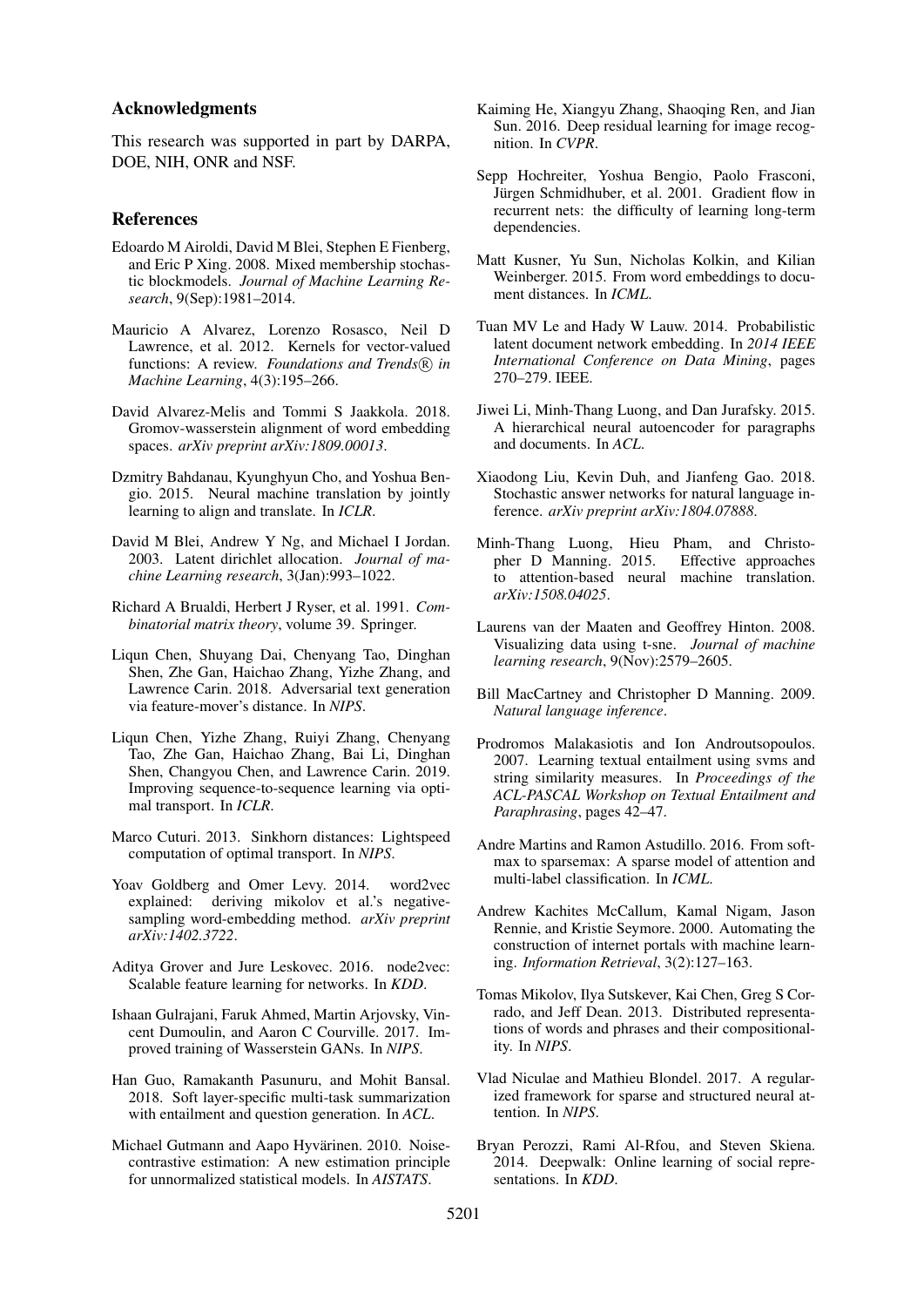## Acknowledgments

This research was supported in part by DARPA, DOE, NIH, ONR and NSF.

## References

Edoardo M Airoldi, David M Blei, Stephen E Fienberg, and Eric P Xing. 2008. Mixed membership stochastic blockmodels. *Journal of Machine Learning Research*, 9(Sep):1981–2014.

Mauricio A Alvarez, Lorenzo Rosasco, Neil D Lawrence, et al. 2012. Kernels for vector-valued functions: A review. *Foundations and Trends® in Machine Learning*, 4(3):195–266.

David Alvarez-Melis and Tommi S Jaakkola. 2018. Gromov-wasserstein alignment of word embedding spaces. *arXiv preprint arXiv:1809.00013*.

Dzmitry Bahdanau, Kyunghyun Cho, and Yoshua Bengio. 2015. Neural machine translation by jointly learning to align and translate. In *ICLR*.

David M Blei, Andrew Y Ng, and Michael I Jordan. 2003. Latent dirichlet allocation. *Journal of machine Learning research*, 3(Jan):993–1022.

Richard A Brualdi, Herbert J Ryser, et al. 1991. *Combinatorial matrix theory*, volume 39. Springer.

Liqun Chen, Shuyang Dai, Chenyang Tao, Dinghan Shen, Zhe Gan, Haichao Zhang, Yizhe Zhang, and Lawrence Carin. 2018. Adversarial text generation via feature-mover's distance. In *NIPS*.

Liqun Chen, Yizhe Zhang, Ruiyi Zhang, Chenyang Tao, Zhe Gan, Haichao Zhang, Bai Li, Dinghan Shen, Changyou Chen, and Lawrence Carin. 2019. Improving sequence-to-sequence learning via optimal transport. In *ICLR*.

Marco Cuturi. 2013. Sinkhorn distances: Lightspeed computation of optimal transport. In *NIPS*.

Yoav Goldberg and Omer Levy. 2014. word2vec explained: deriving mikolov et al.'s negative-sampling word-embedding method. *arXiv preprint arXiv:1402.3722*.

Aditya Grover and Jure Leskovec. 2016. node2vec: Scalable feature learning for networks. In *KDD*.

Ishaan Gulrajani, Faruk Ahmed, Martin Arjovsky, Vincent Dumoulin, and Aaron C Courville. 2017. Improved training of Wasserstein GANs. In *NIPS*.

Han Guo, Ramakanth Pasunuru, and Mohit Bansal. 2018. Soft layer-specific multi-task summarization with entailment and question generation. In *ACL*.

Michael Gutmann and Aapo Hyvärinen. 2010. Noise-contrastive estimation: A new estimation principle for unnormalized statistical models. In *AISTATS*.

Kaiming He, Xiangyu Zhang, Shaoqing Ren, and Jian Sun. 2016. Deep residual learning for image recognition. In *CVPR*.

Sepp Hochreiter, Yoshua Bengio, Paolo Frasconi, Jürgen Schmidhuber, et al. 2001. Gradient flow in recurrent nets: the difficulty of learning long-term dependencies.

Matt Kusner, Yu Sun, Nicholas Kolkin, and Kilian Weinberger. 2015. From word embeddings to document distances. In *ICML*.

Tuan MV Le and Hady W Lauw. 2014. Probabilistic latent document network embedding. In *2014 IEEE International Conference on Data Mining*, pages 270–279. IEEE.

Jiwei Li, Minh-Thang Luong, and Dan Jurafsky. 2015. A hierarchical neural autoencoder for paragraphs and documents. In *ACL*.

Xiaodong Liu, Kevin Duh, and Jianfeng Gao. 2018. Stochastic answer networks for natural language inference. *arXiv preprint arXiv:1804.07888*.

Minh-Thang Luong, Hieu Pham, and Christopher D Manning. 2015. Effective approaches to attention-based neural machine translation. *arXiv:1508.04025*.

Laurens van der Maaten and Geoffrey Hinton. 2008. Visualizing data using t-sne. *Journal of machine learning research*, 9(Nov):2579–2605.

Bill MacCartney and Christopher D Manning. 2009. *Natural language inference*.

Prodromos Malakasiotis and Ion Androutsopoulos. 2007. Learning textual entailment using svms and string similarity measures. In *Proceedings of the ACL-PASCAL Workshop on Textual Entailment and Paraphrasing*, pages 42–47.

Andre Martins and Ramon Astudillo. 2016. From softmax to sparsemax: A sparse model of attention and multi-label classification. In *ICML*.

Andrew Kachites McCallum, Kamal Nigam, Jason Rennie, and Kristie Seymore. 2000. Automating the construction of internet portals with machine learning. *Information Retrieval*, 3(2):127–163.

Tomas Mikolov, Ilya Sutskever, Kai Chen, Greg S Corrado, and Jeff Dean. 2013. Distributed representations of words and phrases and their compositionality. In *NIPS*.

Vlad Niculae and Mathieu Blondel. 2017. A regularized framework for sparse and structured neural attention. In *NIPS*.

Bryan Perozzi, Rami Al-Rfou, and Steven Skiena. 2014. Deepwalk: Online learning of social representations. In *KDD*.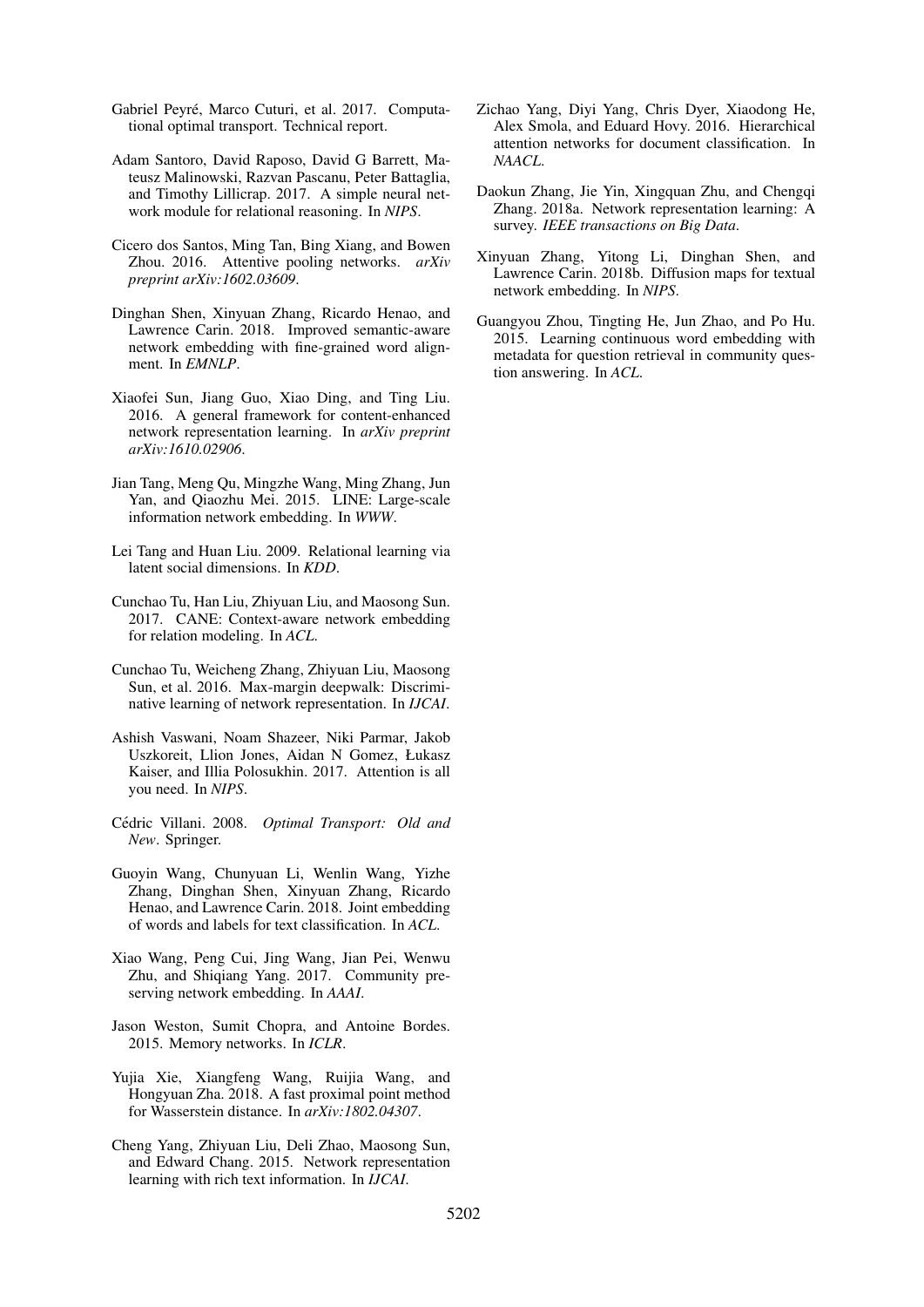Gabriel Peyré, Marco Cuturi, et al. 2017. Computational optimal transport. Technical report.

Adam Santoro, David Raposo, David G Barrett, Mateusz Malinowski, Razvan Pascanu, Peter Battaglia, and Timothy Lillicrap. 2017. A simple neural network module for relational reasoning. In *NIPS*.

Cicero dos Santos, Ming Tan, Bing Xiang, and Bowen Zhou. 2016. Attentive pooling networks. *arXiv preprint arXiv:1602.03609*.

Dinghan Shen, Xinyuan Zhang, Ricardo Henao, and Lawrence Carin. 2018. Improved semantic-aware network embedding with fine-grained word alignment. In *EMNLP*.

Xiaofei Sun, Jiang Guo, Xiao Ding, and Ting Liu. 2016. A general framework for content-enhanced network representation learning. In *arXiv preprint arXiv:1610.02906*.

Jian Tang, Meng Qu, Mingzhe Wang, Ming Zhang, Jun Yan, and Qiaozhu Mei. 2015. LINE: Large-scale information network embedding. In *WWW*.

Lei Tang and Huan Liu. 2009. Relational learning via latent social dimensions. In *KDD*.

Cunchao Tu, Han Liu, Zhiyuan Liu, and Maosong Sun. 2017. CANE: Context-aware network embedding for relation modeling. In *ACL*.

Cunchao Tu, Weicheng Zhang, Zhiyuan Liu, Maosong Sun, et al. 2016. Max-margin deepwalk: Discriminative learning of network representation. In *IJCAI*.

Ashish Vaswani, Noam Shazeer, Niki Parmar, Jakob Uszkoreit, Llion Jones, Aidan N Gomez, Łukasz Kaiser, and Illia Polosukhin. 2017. Attention is all you need. In *NIPS*.

Cédric Villani. 2008. *Optimal Transport: Old and New*. Springer.

Guoyin Wang, Chunyuan Li, Wenlin Wang, Yizhe Zhang, Dinghan Shen, Xinyuan Zhang, Ricardo Henao, and Lawrence Carin. 2018. Joint embedding of words and labels for text classification. In *ACL*.

Xiao Wang, Peng Cui, Jing Wang, Jian Pei, Wenwu Zhu, and Shiqiang Yang. 2017. Community preserving network embedding. In *AAAI*.

Jason Weston, Sumit Chopra, and Antoine Bordes. 2015. Memory networks. In *ICLR*.

Yujia Xie, Xiangfeng Wang, Ruijia Wang, and Hongyuan Zha. 2018. A fast proximal point method for Wasserstein distance. In *arXiv:1802.04307*.

Cheng Yang, Zhiyuan Liu, Deli Zhao, Maosong Sun, and Edward Chang. 2015. Network representation learning with rich text information. In *IJCAI*.

Zichao Yang, Diyi Yang, Chris Dyer, Xiaodong He, Alex Smola, and Eduard Hovy. 2016. Hierarchical attention networks for document classification. In *NAACL*.

Daokun Zhang, Jie Yin, Xingquan Zhu, and Chengqi Zhang. 2018a. Network representation learning: A survey. *IEEE transactions on Big Data*.

Xinyuan Zhang, Yitong Li, Dinghan Shen, and Lawrence Carin. 2018b. Diffusion maps for textual network embedding. In *NIPS*.

Guangyou Zhou, Tingting He, Jun Zhao, and Po Hu. 2015. Learning continuous word embedding with metadata for question retrieval in community question answering. In *ACL*.